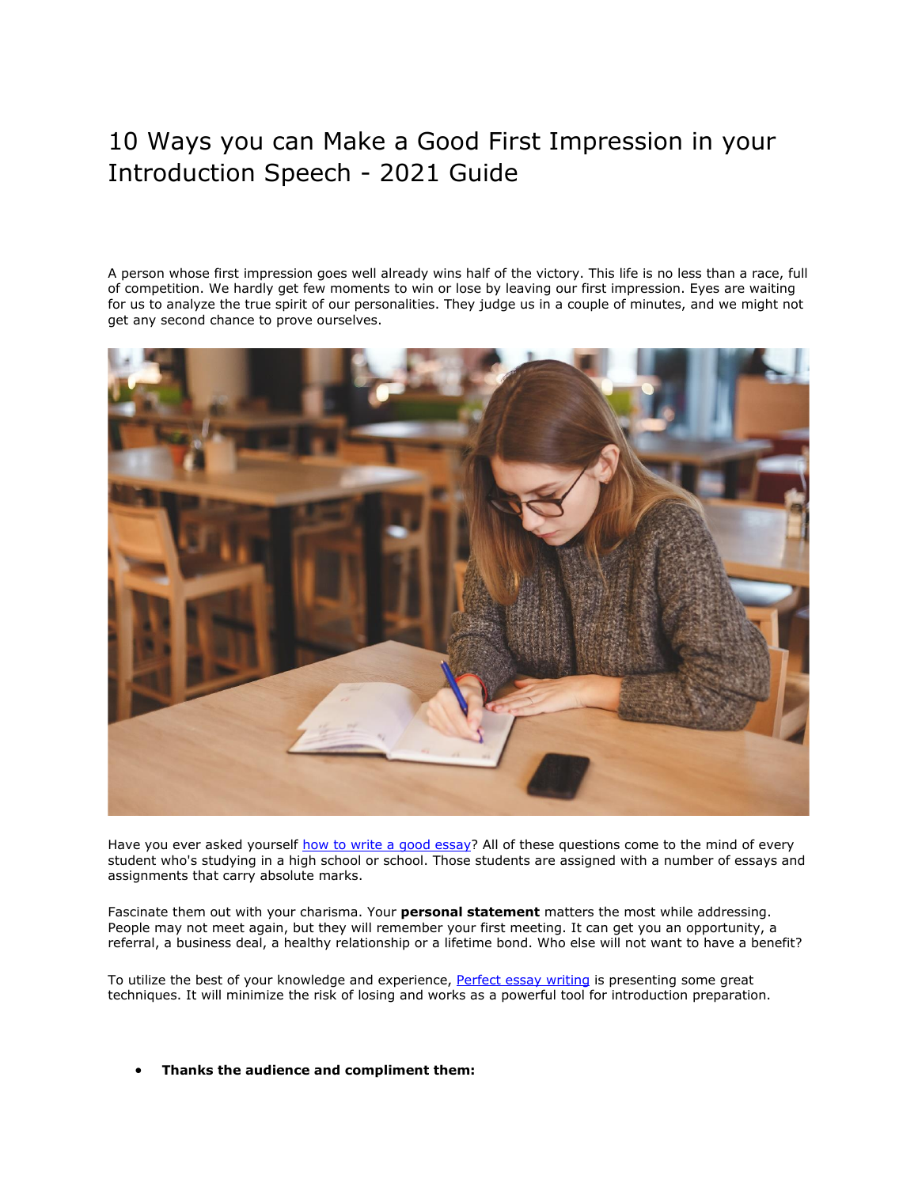# 10 Ways you can Make a Good First Impression in your Introduction Speech - 2021 Guide

A person whose first impression goes well already wins half of the victory. This life is no less than a race, full of competition. We hardly get few moments to win or lose by leaving our first impression. Eyes are waiting for us to analyze the true spirit of our personalities. They judge us in a couple of minutes, and we might not get any second chance to prove ourselves.

Have you ever asked yourself [how to write a good essay](#)? All of these questions come to the mind of every student who's studying in a high school or school. Those students are assigned with a number of essays and assignments that carry absolute marks.

Fascinate them out with your charisma. Your **personal statement** matters the most while addressing. People may not meet again, but they will remember your first meeting. It can get you an opportunity, a referral, a business deal, a healthy relationship or a lifetime bond. Who else will not want to have a benefit?

To utilize the best of your knowledge and experience, [Perfect essay writing](#) is presenting some great techniques. It will minimize the risk of losing and works as a powerful tool for introduction preparation.

- **Thanks the audience and compliment them:**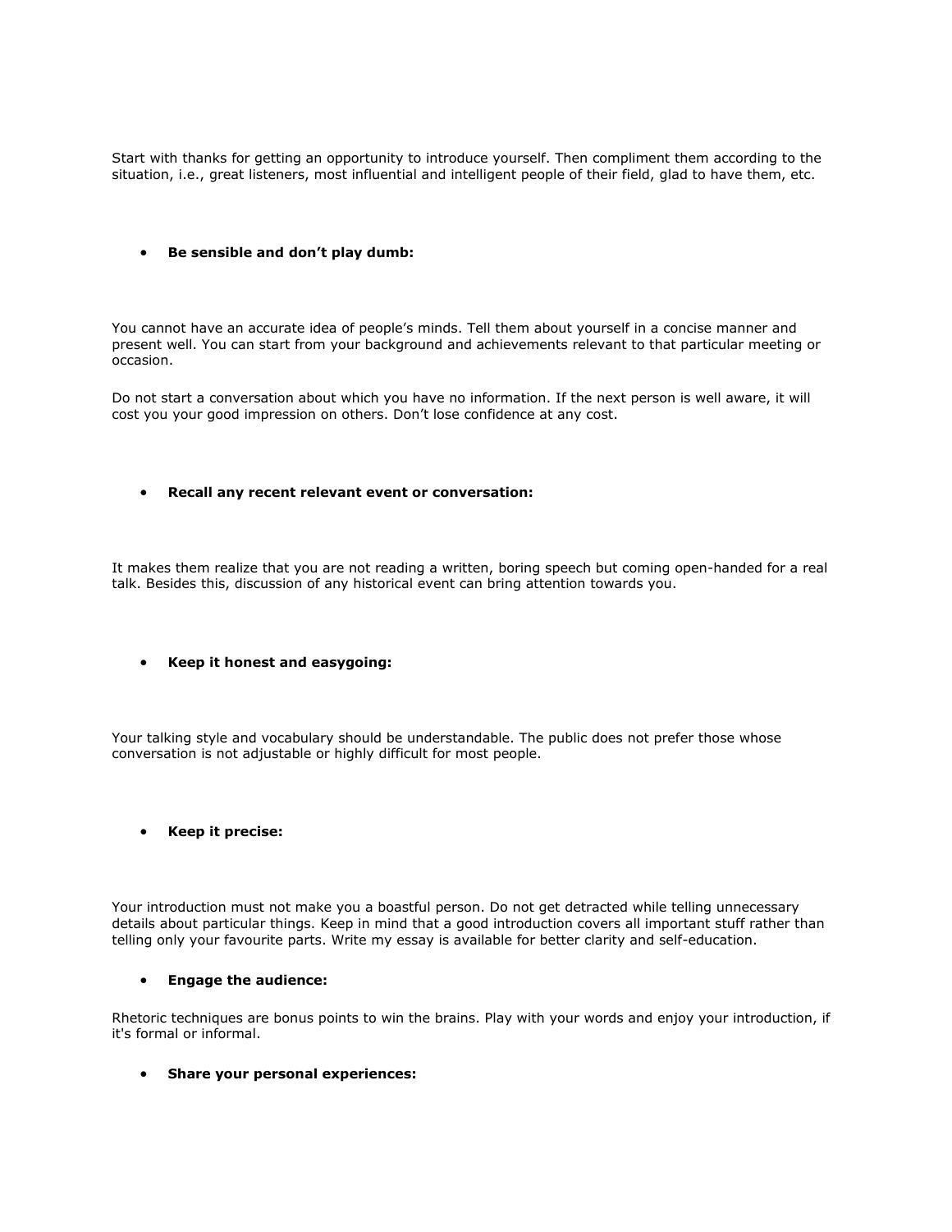Start with thanks for getting an opportunity to introduce yourself. Then compliment them according to the situation, i.e., great listeners, most influential and intelligent people of their field, glad to have them, etc.

- **Be sensible and don't play dumb:**

You cannot have an accurate idea of people's minds. Tell them about yourself in a concise manner and present well. You can start from your background and achievements relevant to that particular meeting or occasion.

Do not start a conversation about which you have no information. If the next person is well aware, it will cost you your good impression on others. Don't lose confidence at any cost.

- **Recall any recent relevant event or conversation:**

It makes them realize that you are not reading a written, boring speech but coming open-handed for a real talk. Besides this, discussion of any historical event can bring attention towards you.

- **Keep it honest and easygoing:**

Your talking style and vocabulary should be understandable. The public does not prefer those whose conversation is not adjustable or highly difficult for most people.

- **Keep it precise:**

Your introduction must not make you a boastful person. Do not get detracted while telling unnecessary details about particular things. Keep in mind that a good introduction covers all important stuff rather than telling only your favourite parts. Write my essay is available for better clarity and self-education.

- **Engage the audience:**

Rhetoric techniques are bonus points to win the brains. Play with your words and enjoy your introduction, if it's formal or informal.

- **Share your personal experiences:**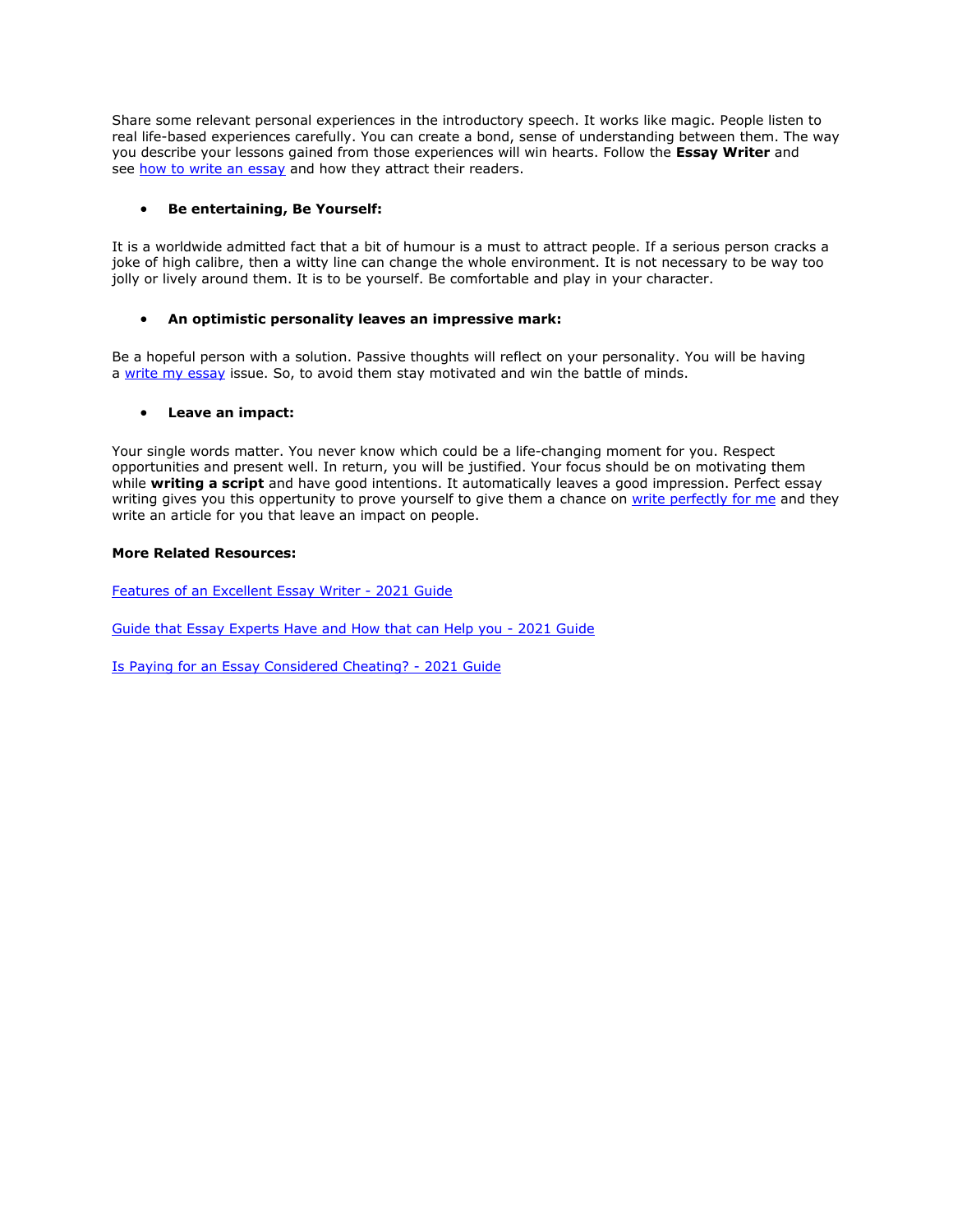Share some relevant personal experiences in the introductory speech. It works like magic. People listen to real life-based experiences carefully. You can create a bond, sense of understanding between them. The way you describe your lessons gained from those experiences will win hearts. Follow the **Essay Writer** and see how to write an essay and how they attract their readers.

- **Be entertaining, Be Yourself:**

It is a worldwide admitted fact that a bit of humour is a must to attract people. If a serious person cracks a joke of high calibre, then a witty line can change the whole environment. It is not necessary to be way too jolly or lively around them. It is to be yourself. Be comfortable and play in your character.

- **An optimistic personality leaves an impressive mark:**

Be a hopeful person with a solution. Passive thoughts will reflect on your personality. You will be having a write my essay issue. So, to avoid them stay motivated and win the battle of minds.

- **Leave an impact:**

Your single words matter. You never know which could be a life-changing moment for you. Respect opportunities and present well. In return, you will be justified. Your focus should be on motivating them while **writing a script** and have good intentions. It automatically leaves a good impression. Perfect essay writing gives you this oppertunity to prove yourself to give them a chance on write perfectly for me and they write an article for you that leave an impact on people.

**More Related Resources:**

Features of an Excellent Essay Writer - 2021 Guide

Guide that Essay Experts Have and How that can Help you - 2021 Guide

Is Paying for an Essay Considered Cheating? - 2021 Guide